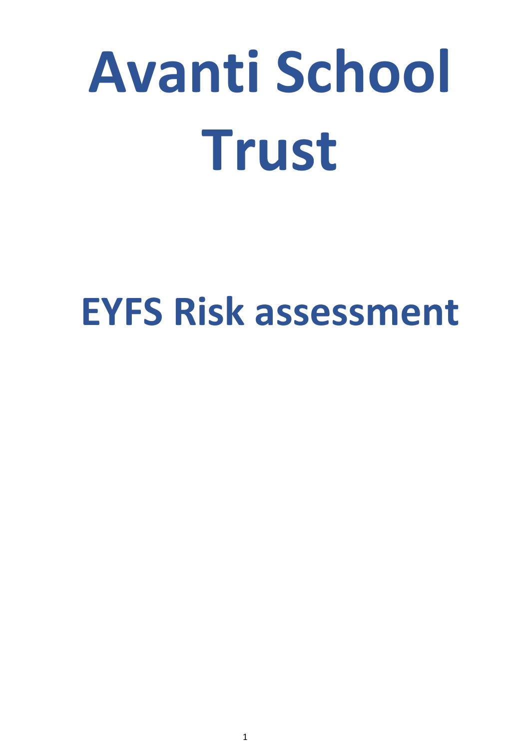# Avanti School Trust

## EYFS Risk assessment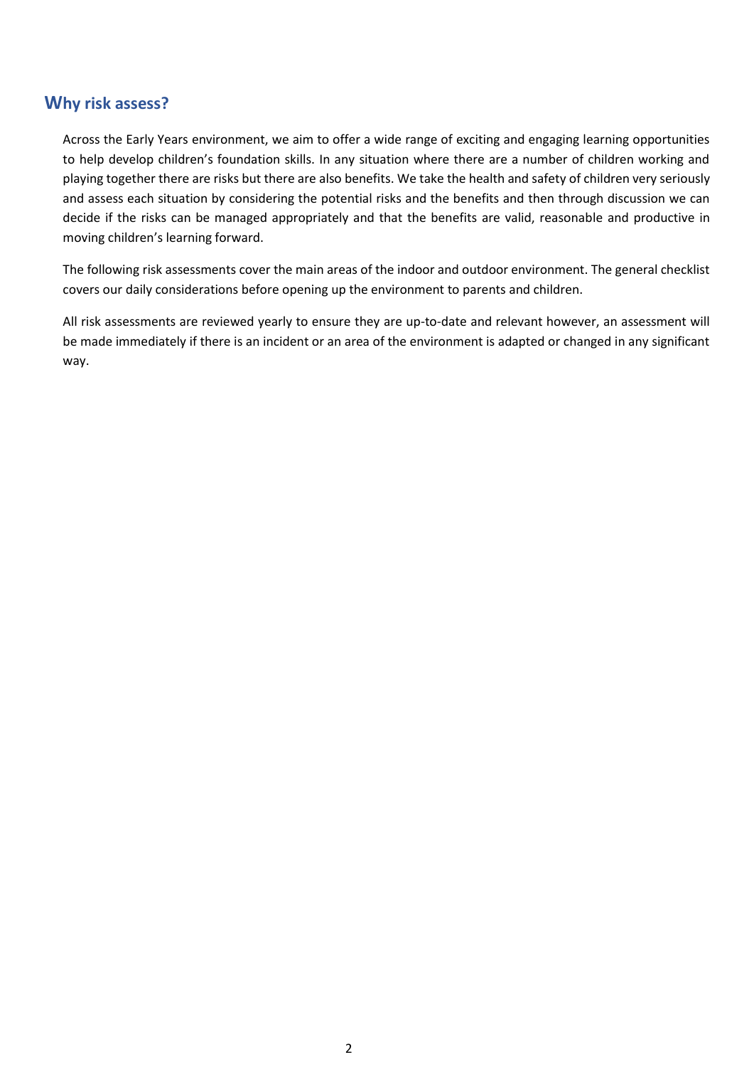## Why risk assess?

Across the Early Years environment, we aim to offer a wide range of exciting and engaging learning opportunities to help develop children's foundation skills. In any situation where there are a number of children working and playing together there are risks but there are also benefits. We take the health and safety of children very seriously and assess each situation by considering the potential risks and the benefits and then through discussion we can decide if the risks can be managed appropriately and that the benefits are valid, reasonable and productive in moving children's learning forward.

The following risk assessments cover the main areas of the indoor and outdoor environment. The general checklist covers our daily considerations before opening up the environment to parents and children.

All risk assessments are reviewed yearly to ensure they are up-to-date and relevant however, an assessment will be made immediately if there is an incident or an area of the environment is adapted or changed in any significant way.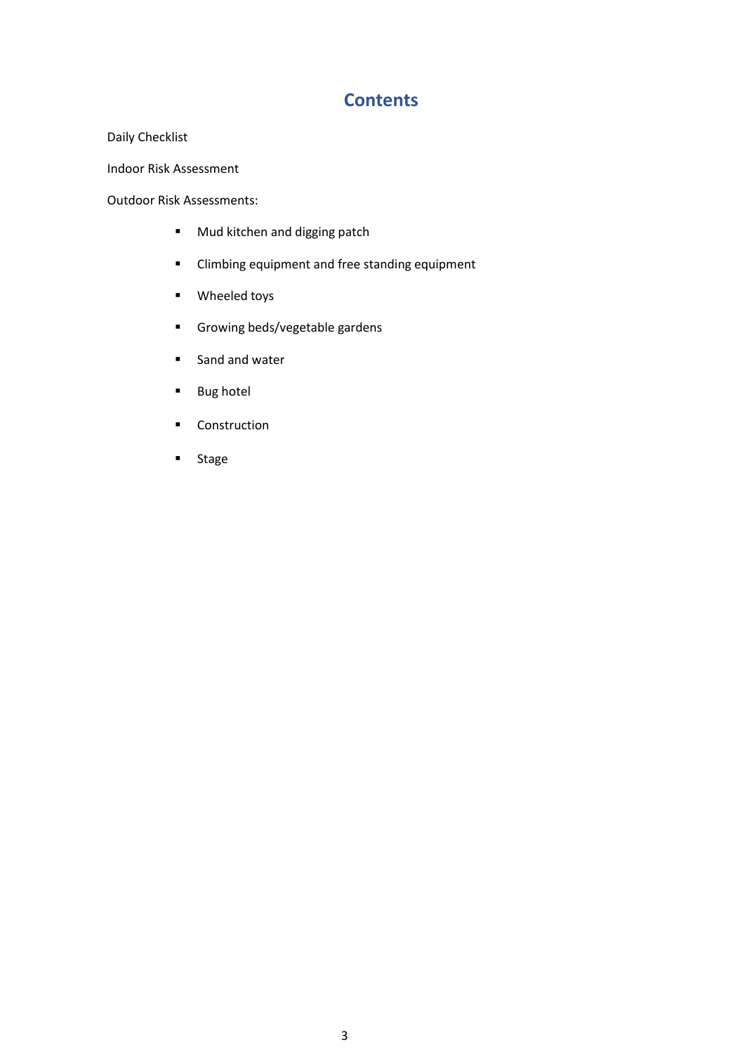# Contents

Daily Checklist

Indoor Risk Assessment

Outdoor Risk Assessments:

- Mud kitchen and digging patch
- Climbing equipment and free standing equipment
- Wheeled toys
- Growing beds/vegetable gardens
- Sand and water
- Bug hotel
- Construction
- Stage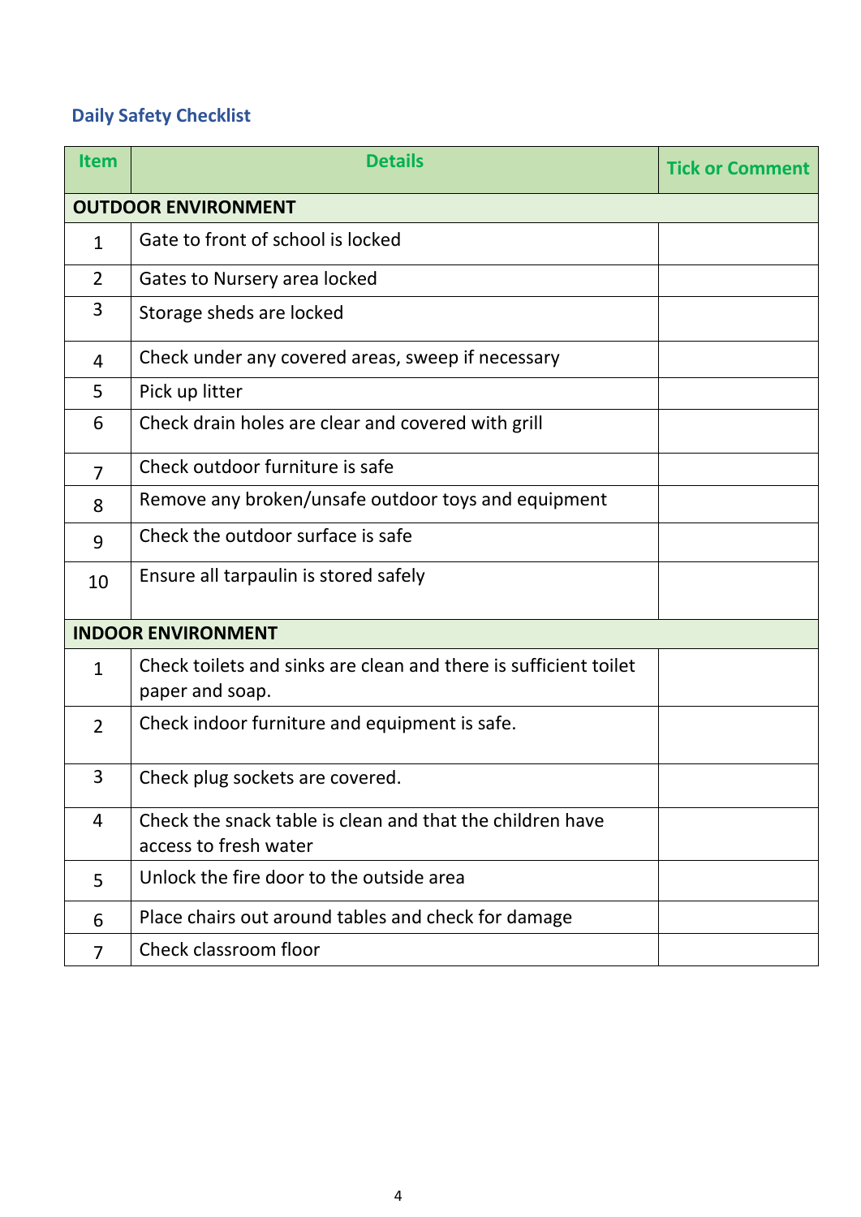## Daily Safety Checklist

| Item | Details | Tick or Comment |
|---|---|---|
| **OUTDOOR ENVIRONMENT** | | |
| 1 | Gate to front of school is locked | |
| 2 | Gates to Nursery area locked | |
| 3 | Storage sheds are locked | |
| 4 | Check under any covered areas, sweep if necessary | |
| 5 | Pick up litter | |
| 6 | Check drain holes are clear and covered with grill | |
| 7 | Check outdoor furniture is safe | |
| 8 | Remove any broken/unsafe outdoor toys and equipment | |
| 9 | Check the outdoor surface is safe | |
| 10 | Ensure all tarpaulin is stored safely | |
| **INDOOR ENVIRONMENT** | | |
| 1 | Check toilets and sinks are clean and there is sufficient toilet paper and soap. | |
| 2 | Check indoor furniture and equipment is safe. | |
| 3 | Check plug sockets are covered. | |
| 4 | Check the snack table is clean and that the children have access to fresh water | |
| 5 | Unlock the fire door to the outside area | |
| 6 | Place chairs out around tables and check for damage | |
| 7 | Check classroom floor | |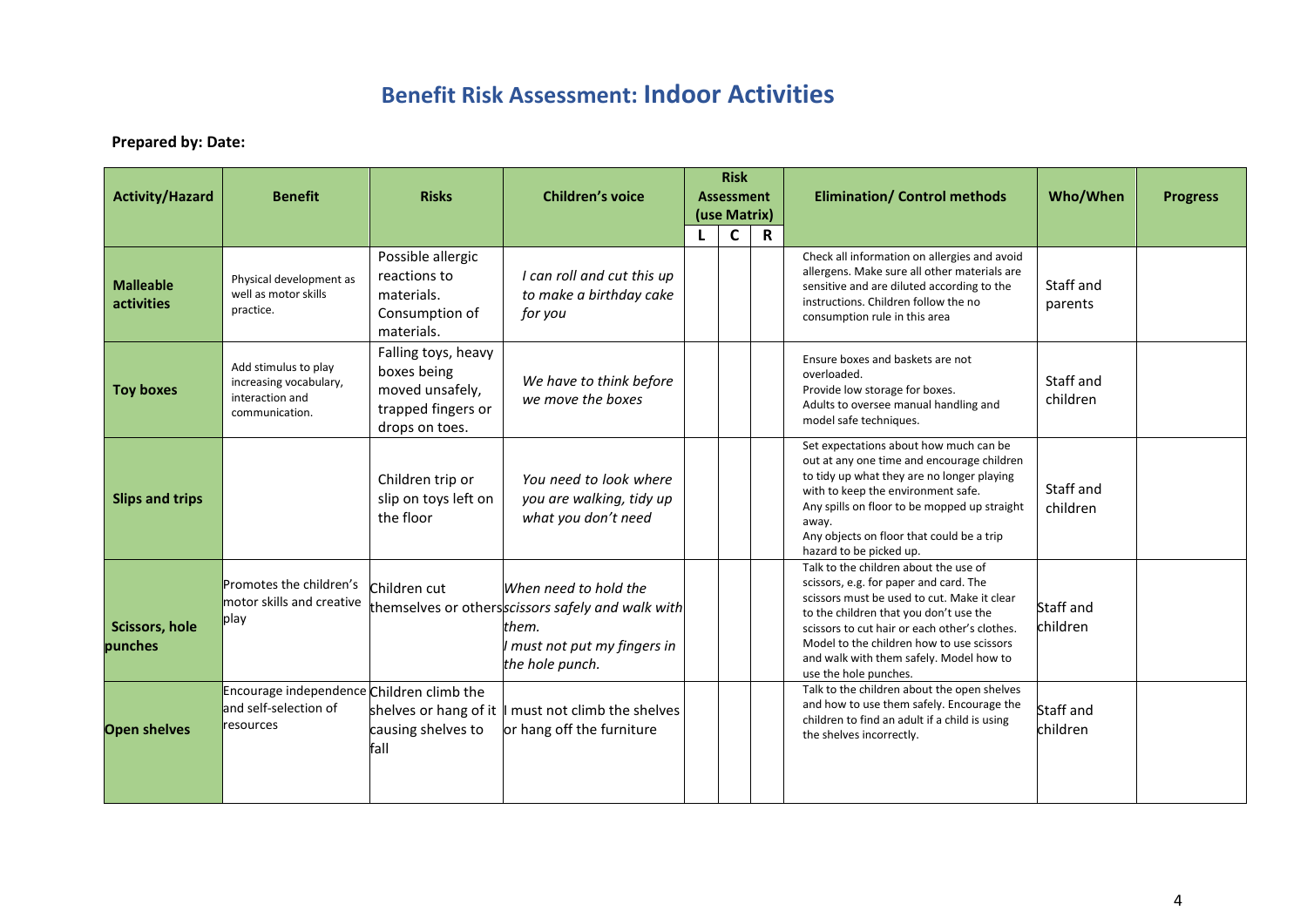# Benefit Risk Assessment: Indoor Activities

**Prepared by: Date:**

| Activity/Hazard | Benefit | Risks | Children's voice | Risk Assessment (use Matrix) | | | Elimination/ Control methods | Who/When | Progress |
|---|---|---|---|---|---|---|---|---|---|
| | | | | L | C | R | | | |
| **Malleable activities** | Physical development as well as motor skills practice. | Possible allergic reactions to materials. Consumption of materials. | *I can roll and cut this up to make a birthday cake for you* | | | | Check all information on allergies and avoid allergens. Make sure all other materials are sensitive and are diluted according to the instructions. Children follow the no consumption rule in this area | Staff and parents | |
| **Toy boxes** | Add stimulus to play increasing vocabulary, interaction and communication. | Falling toys, heavy boxes being moved unsafely, trapped fingers or drops on toes. | *We have to think before we move the boxes* | | | | Ensure boxes and baskets are not overloaded.<br>Provide low storage for boxes.<br>Adults to oversee manual handling and model safe techniques. | Staff and children | |
| **Slips and trips** | | Children trip or slip on toys left on the floor | *You need to look where you are walking, tidy up what you don't need* | | | | Set expectations about how much can be out at any one time and encourage children to tidy up what they are no longer playing with to keep the environment safe.<br>Any spills on floor to be mopped up straight away.<br>Any objects on floor that could be a trip hazard to be picked up. | Staff and children | |
| **Scissors, hole punches** | Promotes the children's motor skills and creative play | Children cut themselves or others | *When need to hold the scissors safely and walk with them.*<br>*I must not put my fingers in the hole punch.* | | | | Talk to the children about the use of scissors, e.g. for paper and card. The scissors must be used to cut. Make it clear to the children that you don't use the scissors to cut hair or each other's clothes. Model to the children how to use scissors and walk with them safely. Model how to use the hole punches. | Staff and children | |
| **Open shelves** | Encourage independence and self-selection of resources | Children climb the shelves or hang of it causing shelves to fall | I must not climb the shelves or hang off the furniture | | | | Talk to the children about the open shelves and how to use them safely. Encourage the children to find an adult if a child is using the shelves incorrectly. | Staff and children | |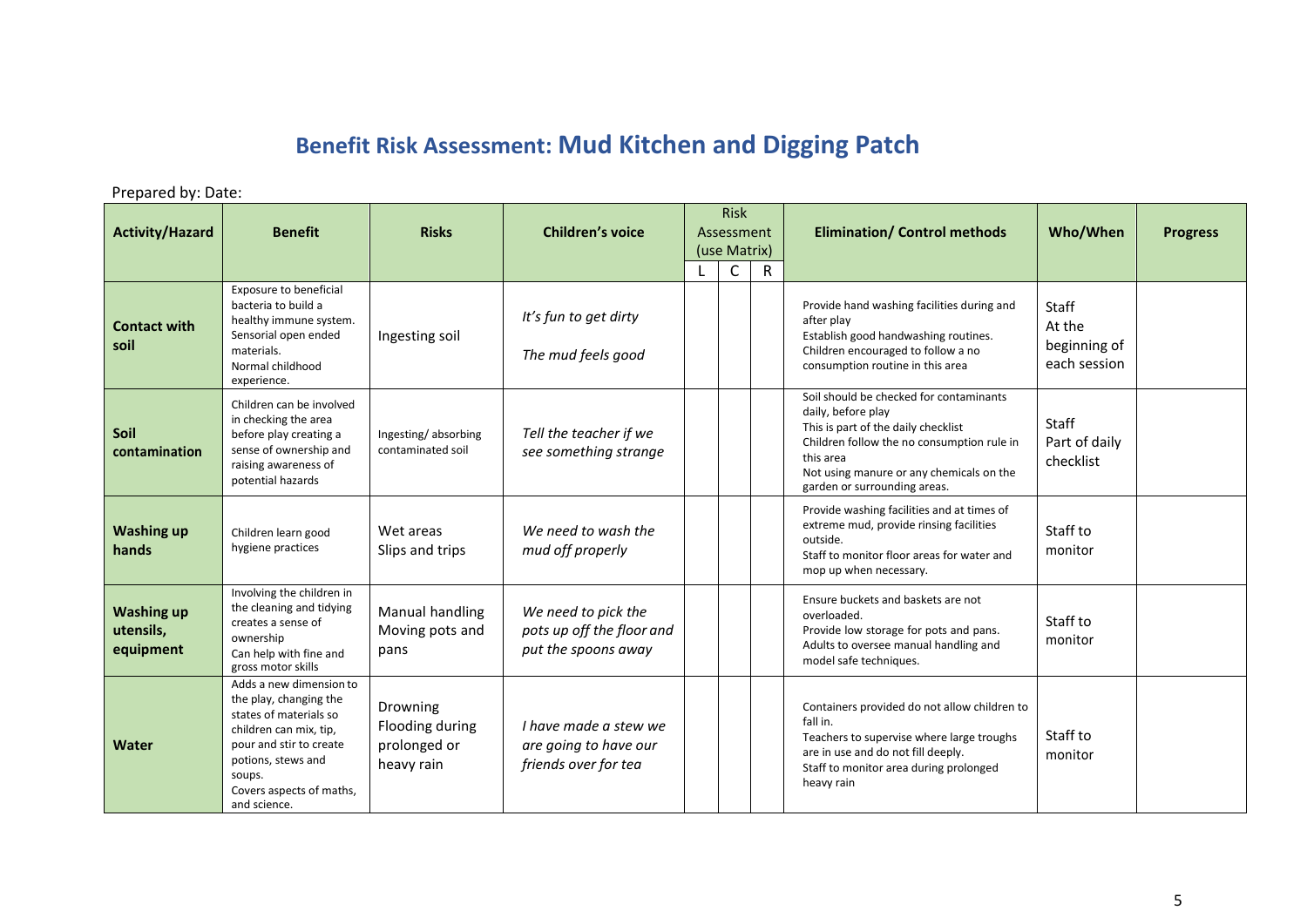# Benefit Risk Assessment: Mud Kitchen and Digging Patch

Prepared by: Date:

| Activity/Hazard | Benefit | Risks | Children's voice | Risk Assessment (use Matrix) | | | Elimination/ Control methods | Who/When | Progress |
|---|---|---|---|---|---|---|---|---|---|
| | | | | L | C | R | | | |
| **Contact with soil** | Exposure to beneficial bacteria to build a healthy immune system. Sensorial open ended materials. Normal childhood experience. | Ingesting soil | *It's fun to get dirty* *The mud feels good* | | | | Provide hand washing facilities during and after play Establish good handwashing routines. Children encouraged to follow a no consumption routine in this area | Staff At the beginning of each session | |
| **Soil contamination** | Children can be involved in checking the area before play creating a sense of ownership and raising awareness of potential hazards | Ingesting/ absorbing contaminated soil | *Tell the teacher if we see something strange* | | | | Soil should be checked for contaminants daily, before play This is part of the daily checklist Children follow the no consumption rule in this area Not using manure or any chemicals on the garden or surrounding areas. | Staff Part of daily checklist | |
| **Washing up hands** | Children learn good hygiene practices | Wet areas Slips and trips | *We need to wash the mud off properly* | | | | Provide washing facilities and at times of extreme mud, provide rinsing facilities outside. Staff to monitor floor areas for water and mop up when necessary. | Staff to monitor | |
| **Washing up utensils, equipment** | Involving the children in the cleaning and tidying creates a sense of ownership Can help with fine and gross motor skills | Manual handling Moving pots and pans | *We need to pick the pots up off the floor and put the spoons away* | | | | Ensure buckets and baskets are not overloaded. Provide low storage for pots and pans. Adults to oversee manual handling and model safe techniques. | Staff to monitor | |
| **Water** | Adds a new dimension to the play, changing the states of materials so children can mix, tip, pour and stir to create potions, stews and soups. Covers aspects of maths, and science. | Drowning Flooding during prolonged or heavy rain | *I have made a stew we are going to have our friends over for tea* | | | | Containers provided do not allow children to fall in. Teachers to supervise where large troughs are in use and do not fill deeply. Staff to monitor area during prolonged heavy rain | Staff to monitor | |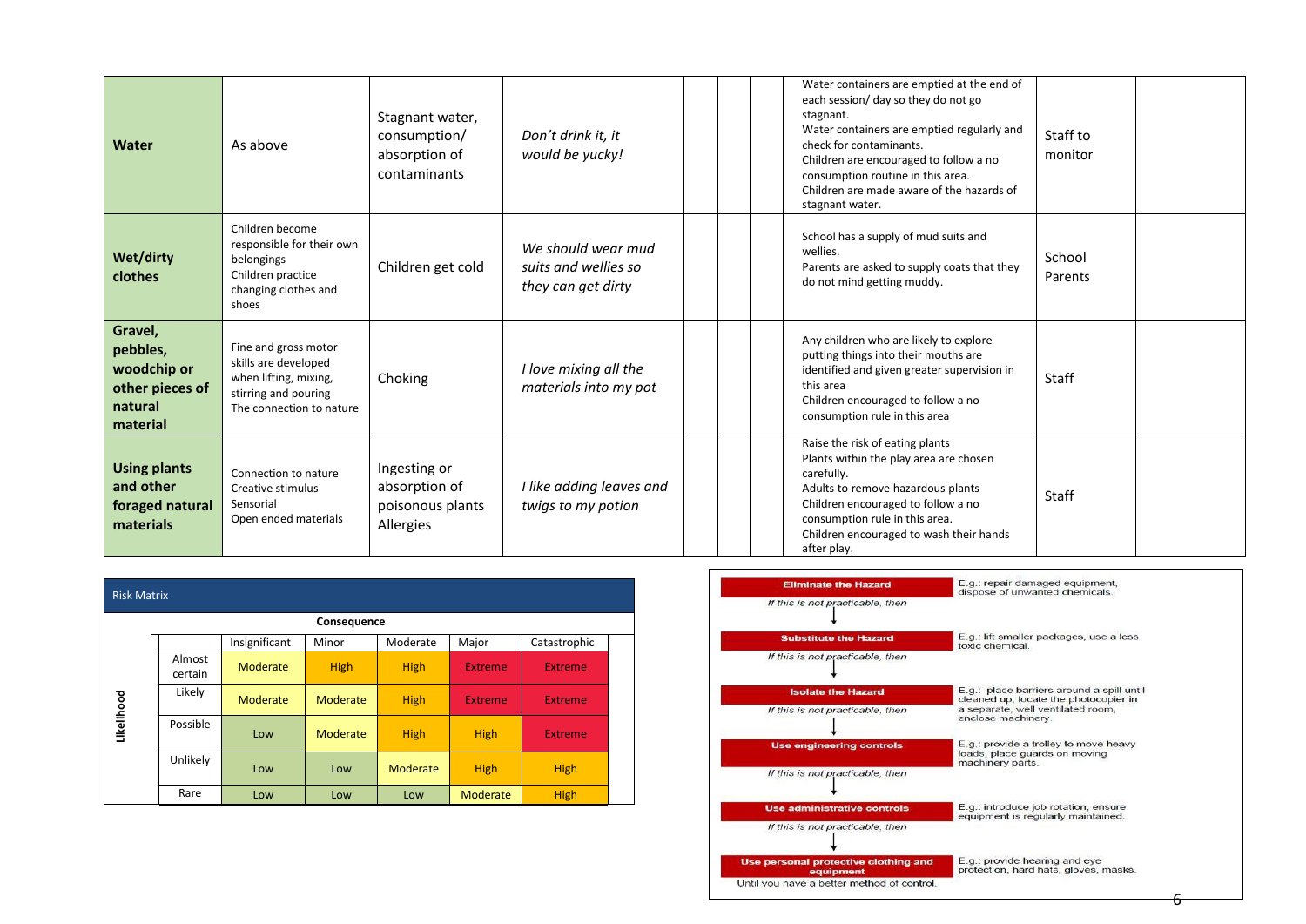| | | | | | | | | | |
|---|---|---|---|---|---|---|---|---|---|
| **Water** | As above | Stagnant water, consumption/ absorption of contaminants | *Don't drink it, it would be yucky!* | | | | Water containers are emptied at the end of each session/ day so they do not go stagnant.<br>Water containers are emptied regularly and check for contaminants.<br>Children are encouraged to follow a no consumption routine in this area.<br>Children are made aware of the hazards of stagnant water. | Staff to monitor | |
| **Wet/dirty clothes** | Children become responsible for their own belongings<br>Children practice changing clothes and shoes | Children get cold | *We should wear mud suits and wellies so they can get dirty* | | | | School has a supply of mud suits and wellies.<br>Parents are asked to supply coats that they do not mind getting muddy. | School<br>Parents | |
| **Gravel, pebbles, woodchip or other pieces of natural material** | Fine and gross motor skills are developed when lifting, mixing, stirring and pouring<br>The connection to nature | Choking | *I love mixing all the materials into my pot* | | | | Any children who are likely to explore putting things into their mouths are identified and given greater supervision in this area<br>Children encouraged to follow a no consumption rule in this area | Staff | |
| **Using plants and other foraged natural materials** | Connection to nature<br>Creative stimulus<br>Sensorial<br>Open ended materials | Ingesting or absorption of poisonous plants<br>Allergies | *I like adding leaves and twigs to my potion* | | | | Raise the risk of eating plants<br>Plants within the play area are chosen carefully.<br>Adults to remove hazardous plants<br>Children encouraged to follow a no consumption rule in this area.<br>Children encouraged to wash their hands after play. | Staff | |

**Risk Matrix**

| Likelihood | Consequence: Insignificant | Minor | Moderate | Major | Catastrophic |
|---|---|---|---|---|---|
| Almost certain | Moderate | High | High | Extreme | Extreme |
| Likely | Moderate | Moderate | High | Extreme | Extreme |
| Possible | Low | Moderate | High | High | Extreme |
| Unlikely | Low | Low | Moderate | High | High |
| Rare | Low | Low | Low | Moderate | High |

**Eliminate the Hazard** — E.g.: repair damaged equipment, dispose of unwanted chemicals.

*If this is not practicable, then*

**Substitute the Hazard** — E.g.: lift smaller packages, use a less toxic chemical.

*If this is not practicable, then*

**Isolate the Hazard** — E.g.: place barriers around a spill until cleaned up, locate the photocopier in a separate, well ventilated room, enclose machinery.

*If this is not practicable, then*

**Use engineering controls** — E.g.: provide a trolley to move heavy loads, place guards on moving machinery parts.

*If this is not practicable, then*

**Use administrative controls** — E.g.: introduce job rotation, ensure equipment is regularly maintained.

*If this is not practicable, then*

**Use personal protective clothing and equipment** — E.g.: provide hearing and eye protection, hard hats, gloves, masks.

Until you have a better method of control.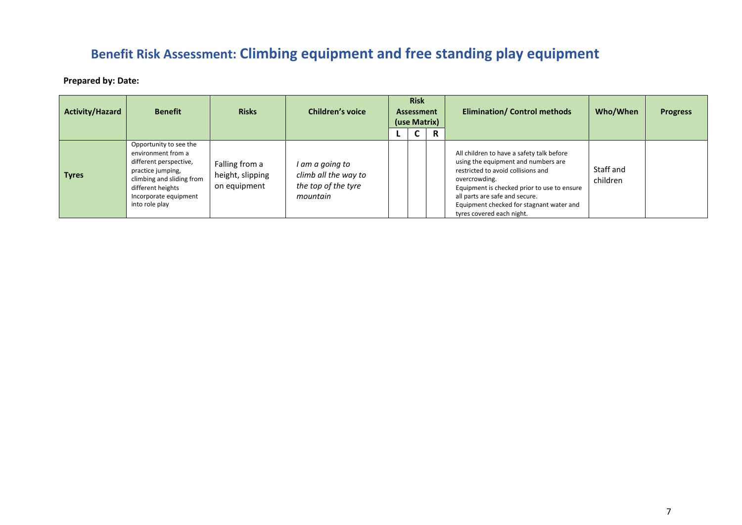# Benefit Risk Assessment: Climbing equipment and free standing play equipment

**Prepared by: Date:**

| Activity/Hazard | Benefit | Risks | Children's voice | Risk Assessment (use Matrix) | | | Elimination/ Control methods | Who/When | Progress |
|---|---|---|---|---|---|---|---|---|---|
| | | | | L | C | R | | | |
| **Tyres** | Opportunity to see the environment from a different perspective, practice jumping, climbing and sliding from different heights Incorporate equipment into role play | Falling from a height, slipping on equipment | *I am a going to climb all the way to the top of the tyre mountain* | | | | All children to have a safety talk before using the equipment and numbers are restricted to avoid collisions and overcrowding. Equipment is checked prior to use to ensure all parts are safe and secure. Equipment checked for stagnant water and tyres covered each night. | Staff and children | |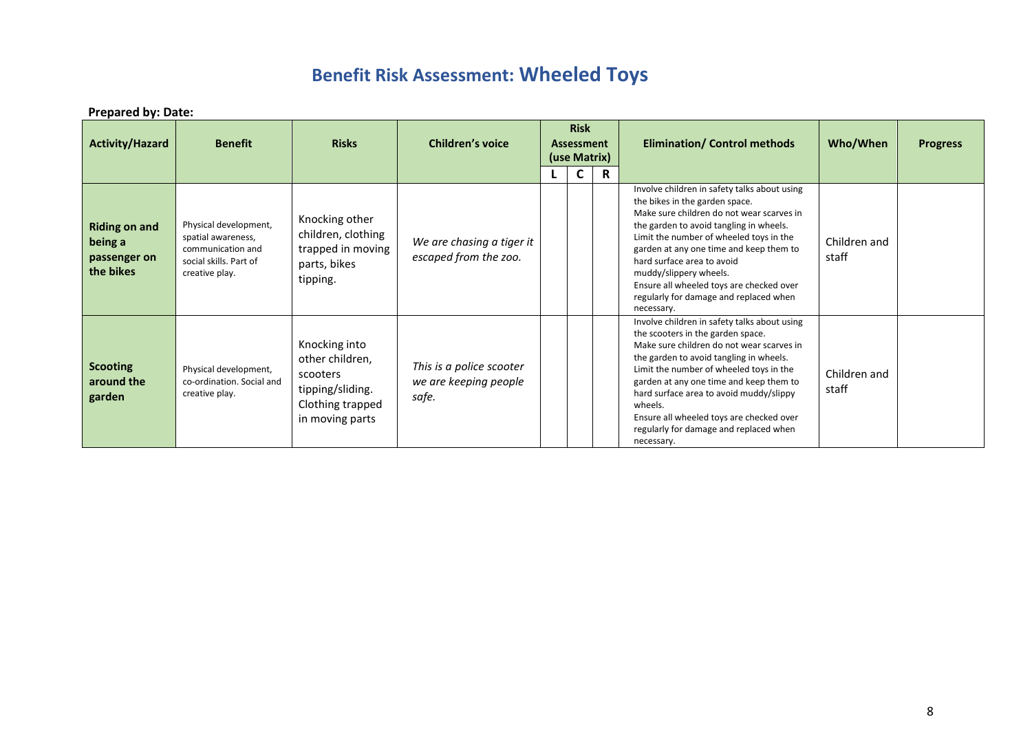# Benefit Risk Assessment: Wheeled Toys

**Prepared by: Date:**

| Activity/Hazard | Benefit | Risks | Children's voice | Risk Assessment (use Matrix) | | | Elimination/ Control methods | Who/When | Progress |
|---|---|---|---|---|---|---|---|---|---|
| | | | | L | C | R | | | |
| **Riding on and being a passenger on the bikes** | Physical development, spatial awareness, communication and social skills. Part of creative play. | Knocking other children, clothing trapped in moving parts, bikes tipping. | *We are chasing a tiger it escaped from the zoo.* | | | | Involve children in safety talks about using the bikes in the garden space. Make sure children do not wear scarves in the garden to avoid tangling in wheels. Limit the number of wheeled toys in the garden at any one time and keep them to hard surface area to avoid muddy/slippery wheels. Ensure all wheeled toys are checked over regularly for damage and replaced when necessary. | Children and staff | |
| **Scooting around the garden** | Physical development, co-ordination. Social and creative play. | Knocking into other children, scooters tipping/sliding. Clothing trapped in moving parts | *This is a police scooter we are keeping people safe.* | | | | Involve children in safety talks about using the scooters in the garden space. Make sure children do not wear scarves in the garden to avoid tangling in wheels. Limit the number of wheeled toys in the garden at any one time and keep them to hard surface area to avoid muddy/slippy wheels. Ensure all wheeled toys are checked over regularly for damage and replaced when necessary. | Children and staff | |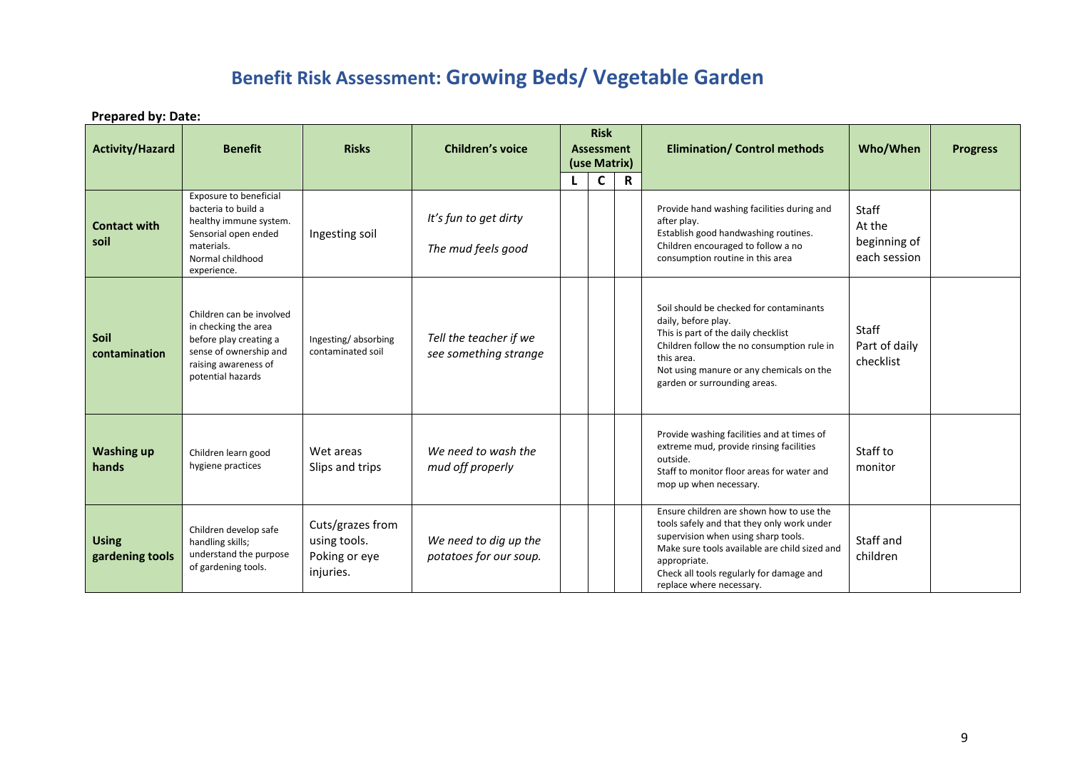# Benefit Risk Assessment: Growing Beds/ Vegetable Garden

**Prepared by: Date:**

| Activity/Hazard | Benefit | Risks | Children's voice | Risk Assessment (use Matrix) | | | Elimination/ Control methods | Who/When | Progress |
|---|---|---|---|---|---|---|---|---|---|
| | | | | L | C | R | | | |
| **Contact with soil** | Exposure to beneficial bacteria to build a healthy immune system. Sensorial open ended materials. Normal childhood experience. | Ingesting soil | *It's fun to get dirty* *The mud feels good* | | | | Provide hand washing facilities during and after play. Establish good handwashing routines. Children encouraged to follow a no consumption routine in this area | Staff At the beginning of each session | |
| **Soil contamination** | Children can be involved in checking the area before play creating a sense of ownership and raising awareness of potential hazards | Ingesting/ absorbing contaminated soil | *Tell the teacher if we see something strange* | | | | Soil should be checked for contaminants daily, before play. This is part of the daily checklist Children follow the no consumption rule in this area. Not using manure or any chemicals on the garden or surrounding areas. | Staff Part of daily checklist | |
| **Washing up hands** | Children learn good hygiene practices | Wet areas Slips and trips | *We need to wash the mud off properly* | | | | Provide washing facilities and at times of extreme mud, provide rinsing facilities outside. Staff to monitor floor areas for water and mop up when necessary. | Staff to monitor | |
| **Using gardening tools** | Children develop safe handling skills; understand the purpose of gardening tools. | Cuts/grazes from using tools. Poking or eye injuries. | *We need to dig up the potatoes for our soup.* | | | | Ensure children are shown how to use the tools safely and that they only work under supervision when using sharp tools. Make sure tools available are child sized and appropriate. Check all tools regularly for damage and replace where necessary. | Staff and children | |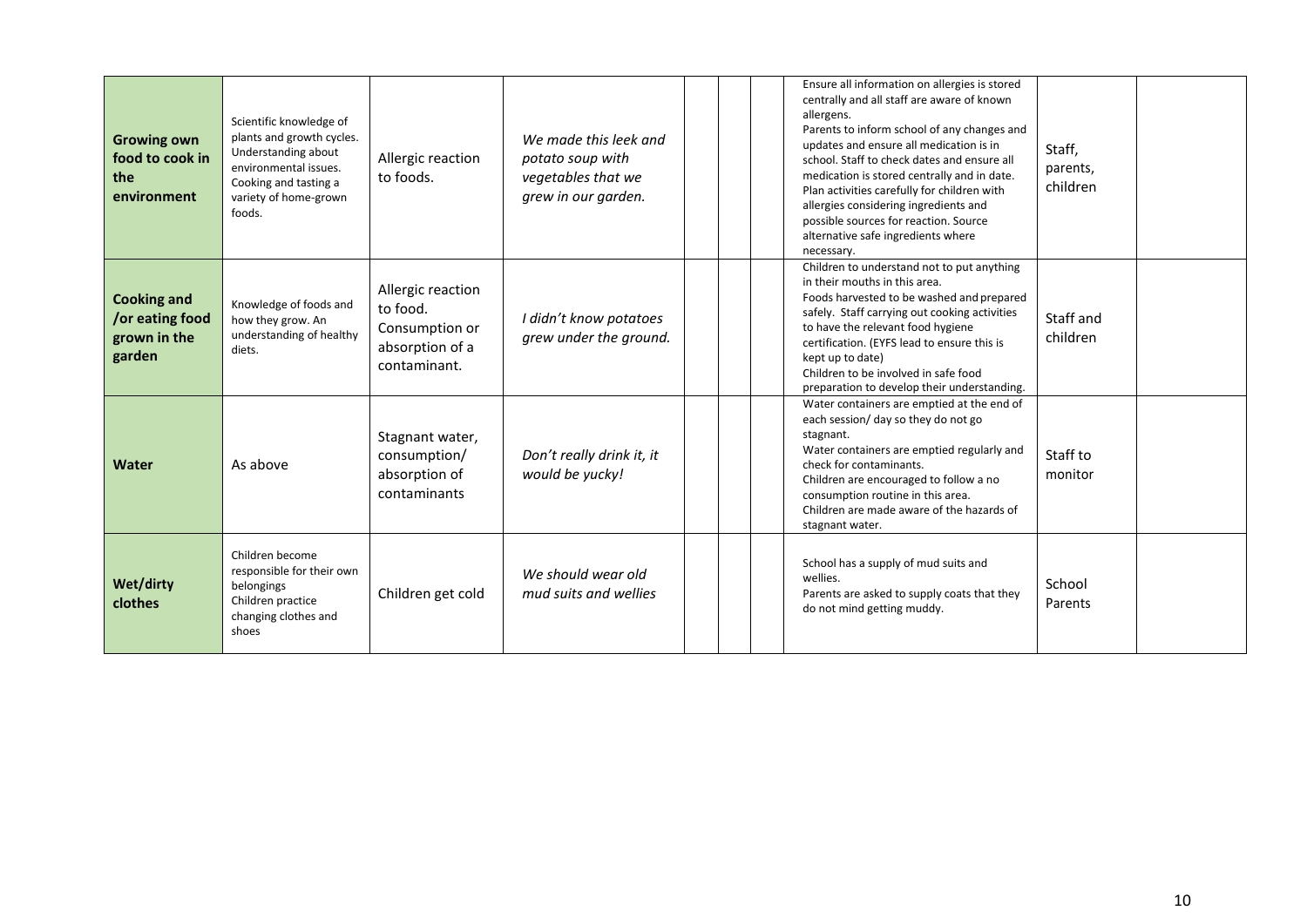| | | | | | | | | | |
|---|---|---|---|---|---|---|---|---|---|
| **Growing own food to cook in the environment** | Scientific knowledge of plants and growth cycles. Understanding about environmental issues. Cooking and tasting a variety of home-grown foods. | Allergic reaction to foods. | *We made this leek and potato soup with vegetables that we grew in our garden.* | | | | Ensure all information on allergies is stored centrally and all staff are aware of known allergens. Parents to inform school of any changes and updates and ensure all medication is in school. Staff to check dates and ensure all medication is stored centrally and in date. Plan activities carefully for children with allergies considering ingredients and possible sources for reaction. Source alternative safe ingredients where necessary. | Staff, parents, children | |
| **Cooking and /or eating food grown in the garden** | Knowledge of foods and how they grow. An understanding of healthy diets. | Allergic reaction to food. Consumption or absorption of a contaminant. | *I didn't know potatoes grew under the ground.* | | | | Children to understand not to put anything in their mouths in this area. Foods harvested to be washed and prepared safely. Staff carrying out cooking activities to have the relevant food hygiene certification. (EYFS lead to ensure this is kept up to date) Children to be involved in safe food preparation to develop their understanding. | Staff and children | |
| **Water** | As above | Stagnant water, consumption/ absorption of contaminants | *Don't really drink it, it would be yucky!* | | | | Water containers are emptied at the end of each session/ day so they do not go stagnant. Water containers are emptied regularly and check for contaminants. Children are encouraged to follow a no consumption routine in this area. Children are made aware of the hazards of stagnant water. | Staff to monitor | |
| **Wet/dirty clothes** | Children become responsible for their own belongings Children practice changing clothes and shoes | Children get cold | *We should wear old mud suits and wellies* | | | | School has a supply of mud suits and wellies. Parents are asked to supply coats that they do not mind getting muddy. | School Parents | |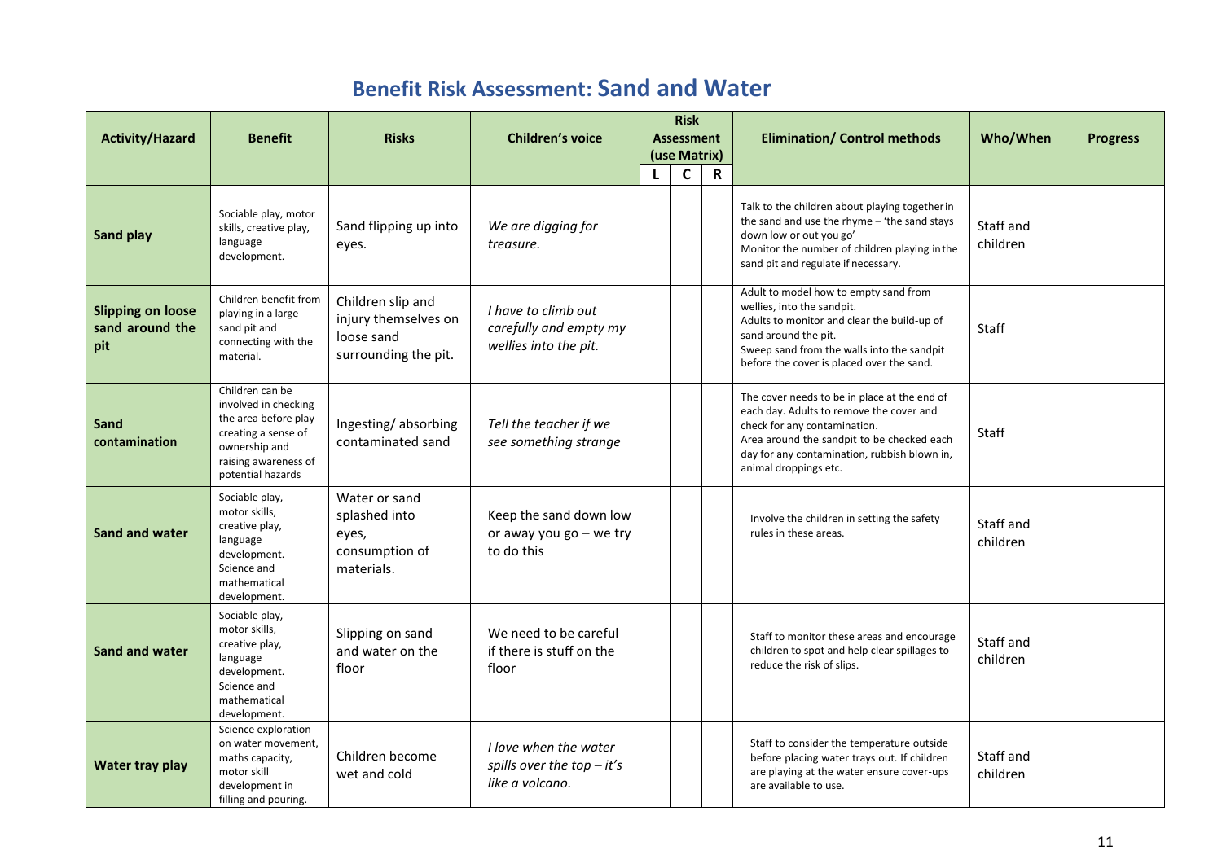## Benefit Risk Assessment: Sand and Water

| Activity/Hazard | Benefit | Risks | Children's voice | Risk Assessment (use Matrix) | | | Elimination/ Control methods | Who/When | Progress |
|---|---|---|---|---|---|---|---|---|---|
| | | | | L | C | R | | | |
| **Sand play** | Sociable play, motor skills, creative play, language development. | Sand flipping up into eyes. | *We are digging for treasure.* | | | | Talk to the children about playing together in the sand and use the rhyme – 'the sand stays down low or out you go' Monitor the number of children playing in the sand pit and regulate if necessary. | Staff and children | |
| **Slipping on loose sand around the pit** | Children benefit from playing in a large sand pit and connecting with the material. | Children slip and injury themselves on loose sand surrounding the pit. | *I have to climb out carefully and empty my wellies into the pit.* | | | | Adult to model how to empty sand from wellies, into the sandpit. Adults to monitor and clear the build-up of sand around the pit. Sweep sand from the walls into the sandpit before the cover is placed over the sand. | Staff | |
| **Sand contamination** | Children can be involved in checking the area before play creating a sense of ownership and raising awareness of potential hazards | Ingesting/ absorbing contaminated sand | *Tell the teacher if we see something strange* | | | | The cover needs to be in place at the end of each day. Adults to remove the cover and check for any contamination. Area around the sandpit to be checked each day for any contamination, rubbish blown in, animal droppings etc. | Staff | |
| **Sand and water** | Sociable play, motor skills, creative play, language development. Science and mathematical development. | Water or sand splashed into eyes, consumption of materials. | Keep the sand down low or away you go – we try to do this | | | | Involve the children in setting the safety rules in these areas. | Staff and children | |
| **Sand and water** | Sociable play, motor skills, creative play, language development. Science and mathematical development. | Slipping on sand and water on the floor | We need to be careful if there is stuff on the floor | | | | Staff to monitor these areas and encourage children to spot and help clear spillages to reduce the risk of slips. | Staff and children | |
| **Water tray play** | Science exploration on water movement, maths capacity, motor skill development in filling and pouring. | Children become wet and cold | *I love when the water spills over the top – it's like a volcano.* | | | | Staff to consider the temperature outside before placing water trays out. If children are playing at the water ensure cover-ups are available to use. | Staff and children | |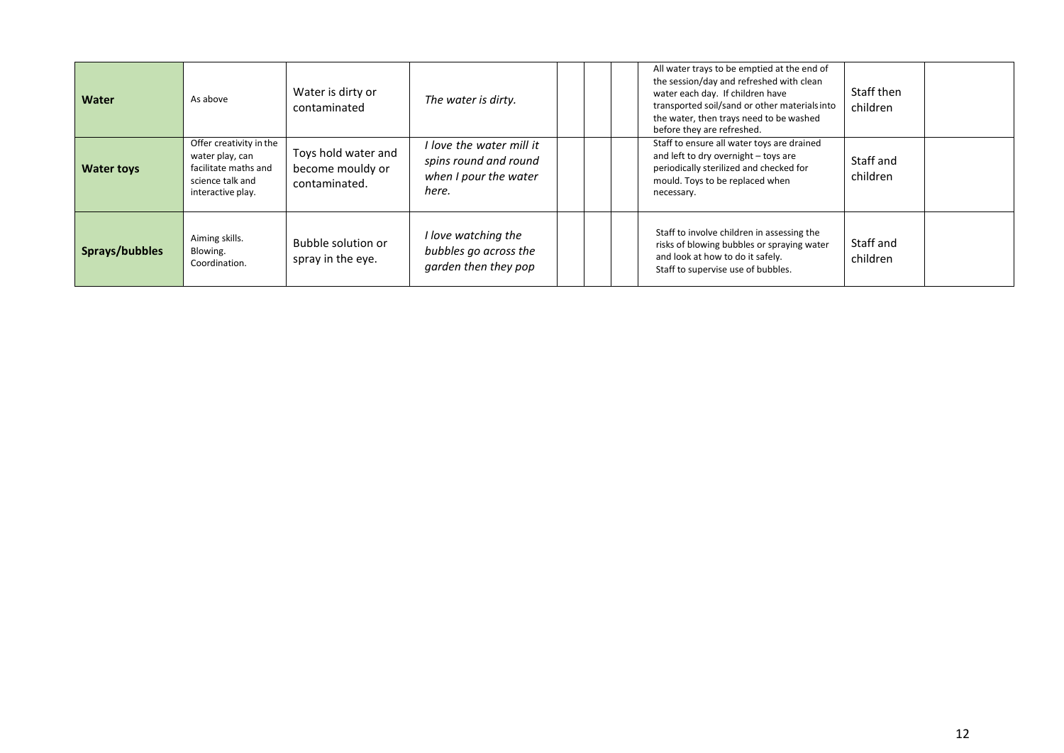| | | | | | | | | | |
|---|---|---|---|---|---|---|---|---|---|
| **Water** | As above | Water is dirty or contaminated | *The water is dirty.* | | | | All water trays to be emptied at the end of the session/day and refreshed with clean water each day. If children have transported soil/sand or other materials into the water, then trays need to be washed before they are refreshed. | Staff then children | |
| **Water toys** | Offer creativity in the water play, can facilitate maths and science talk and interactive play. | Toys hold water and become mouldy or contaminated. | *I love the water mill it spins round and round when I pour the water here.* | | | | Staff to ensure all water toys are drained and left to dry overnight – toys are periodically sterilized and checked for mould. Toys to be replaced when necessary. | Staff and children | |
| **Sprays/bubbles** | Aiming skills. Blowing. Coordination. | Bubble solution or spray in the eye. | *I love watching the bubbles go across the garden then they pop* | | | | Staff to involve children in assessing the risks of blowing bubbles or spraying water and look at how to do it safely. Staff to supervise use of bubbles. | Staff and children | |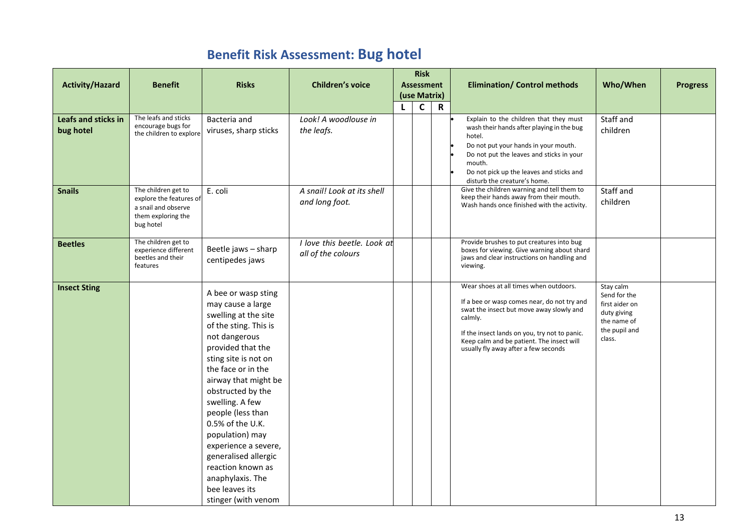## Benefit Risk Assessment: Bug hotel

| Activity/Hazard | Benefit | Risks | Children's voice | Risk Assessment (use Matrix) | | | Elimination/ Control methods | Who/When | Progress |
|---|---|---|---|---|---|---|---|---|---|
| | | | | L | C | R | | | |
| **Leafs and sticks in bug hotel** | The leafs and sticks encourage bugs for the children to explore | Bacteria and viruses, sharp sticks | *Look! A woodlouse in the leafs.* | | | | • Explain to the children that they must wash their hands after playing in the bug hotel. • Do not put your hands in your mouth. • Do not put the leaves and sticks in your mouth. • Do not pick up the leaves and sticks and disturb the creature's home. | Staff and children | |
| **Snails** | The children get to explore the features of a snail and observe them exploring the bug hotel | E. coli | *A snail! Look at its shell and long foot.* | | | | Give the children warning and tell them to keep their hands away from their mouth. Wash hands once finished with the activity. | Staff and children | |
| **Beetles** | The children get to experience different beetles and their features | Beetle jaws – sharp centipedes jaws | *I love this beetle. Look at all of the colours* | | | | Provide brushes to put creatures into bug boxes for viewing. Give warning about shard jaws and clear instructions on handling and viewing. | | |
| **Insect Sting** | | A bee or wasp sting may cause a large swelling at the site of the sting. This is not dangerous provided that the sting site is not on the face or in the airway that might be obstructed by the swelling. A few people (less than 0.5% of the U.K. population) may experience a severe, generalised allergic reaction known as anaphylaxis. The bee leaves its stinger (with venom | | | | | Wear shoes at all times when outdoors. If a bee or wasp comes near, do not try and swat the insect but move away slowly and calmly. If the insect lands on you, try not to panic. Keep calm and be patient. The insect will usually fly away after a few seconds | Stay calm Send for the first aider on duty giving the name of the pupil and class. | |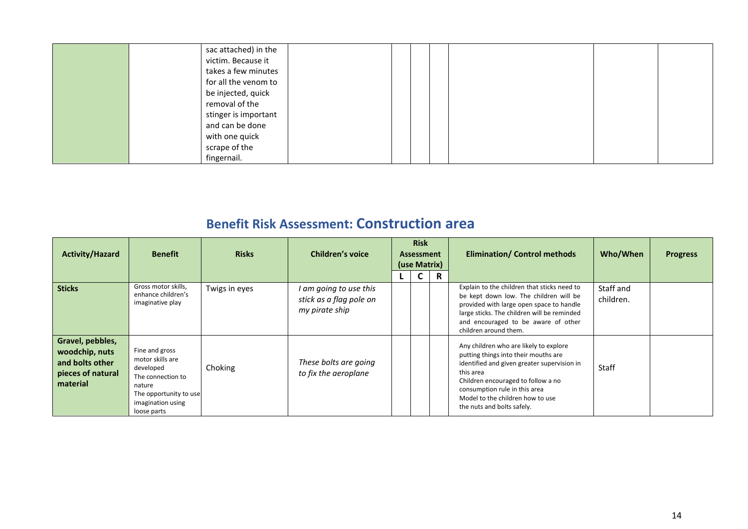| | | sac attached) in the victim. Because it takes a few minutes for all the venom to be injected, quick removal of the stinger is important and can be done with one quick scrape of the fingernail. | | | | | | | |
|---|---|---|---|---|---|---|---|---|---|

## Benefit Risk Assessment: Construction area

| Activity/Hazard | Benefit | Risks | Children's voice | Risk Assessment (use Matrix) | | | Elimination/ Control methods | Who/When | Progress |
|---|---|---|---|---|---|---|---|---|---|
| | | | | L | C | R | | | |
| **Sticks** | Gross motor skills, enhance children's imaginative play | Twigs in eyes | *I am going to use this stick as a flag pole on my pirate ship* | | | | Explain to the children that sticks need to be kept down low. The children will be provided with large open space to handle large sticks. The children will be reminded and encouraged to be aware of other children around them. | Staff and children. | |
| **Gravel, pebbles, woodchip, nuts and bolts other pieces of natural material** | Fine and gross motor skills are developed<br>The connection to nature<br>The opportunity to use imagination using loose parts | Choking | *These bolts are going to fix the aeroplane* | | | | Any children who are likely to explore putting things into their mouths are identified and given greater supervision in this area<br>Children encouraged to follow a no consumption rule in this area<br>Model to the children how to use the nuts and bolts safely. | Staff | |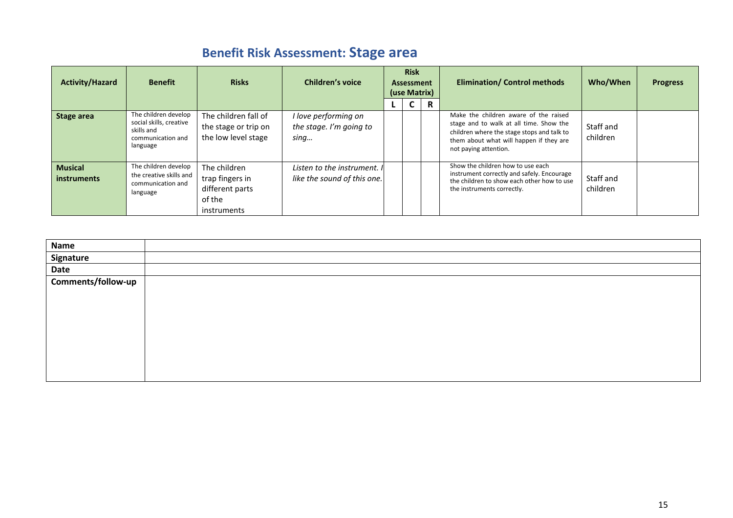## Benefit Risk Assessment: Stage area

| Activity/Hazard | Benefit | Risks | Children's voice | Risk Assessment (use Matrix) | | | Elimination/ Control methods | Who/When | Progress |
|---|---|---|---|---|---|---|---|---|---|
| | | | | L | C | R | | | |
| **Stage area** | The children develop social skills, creative skills and communication and language | The children fall of the stage or trip on the low level stage | *I love performing on the stage. I'm going to sing…* | | | | Make the children aware of the raised stage and to walk at all time. Show the children where the stage stops and talk to them about what will happen if they are not paying attention. | Staff and children | |
| **Musical instruments** | The children develop the creative skills and communication and language | The children trap fingers in different parts of the instruments | *Listen to the instrument. I like the sound of this one.* | | | | Show the children how to use each instrument correctly and safely. Encourage the children to show each other how to use the instruments correctly. | Staff and children | |

| | |
|---|---|
| **Name** | |
| **Signature** | |
| **Date** | |
| **Comments/follow-up** | |